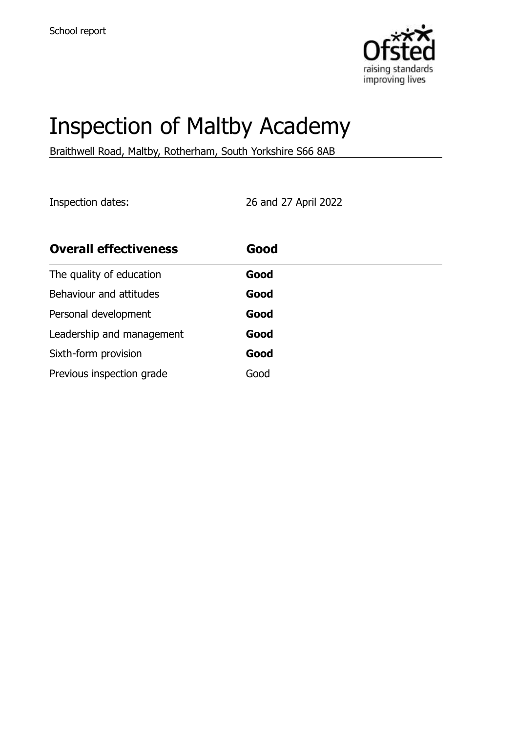School report

# Inspection of Maltby Academy

Braithwell Road, Maltby, Rotherham, South Yorkshire S66 8AB

Inspection dates: 26 and 27 April 2022

| **Overall effectiveness** | **Good** |
|---|---|
| The quality of education | **Good** |
| Behaviour and attitudes | **Good** |
| Personal development | **Good** |
| Leadership and management | **Good** |
| Sixth-form provision | **Good** |
| Previous inspection grade | Good |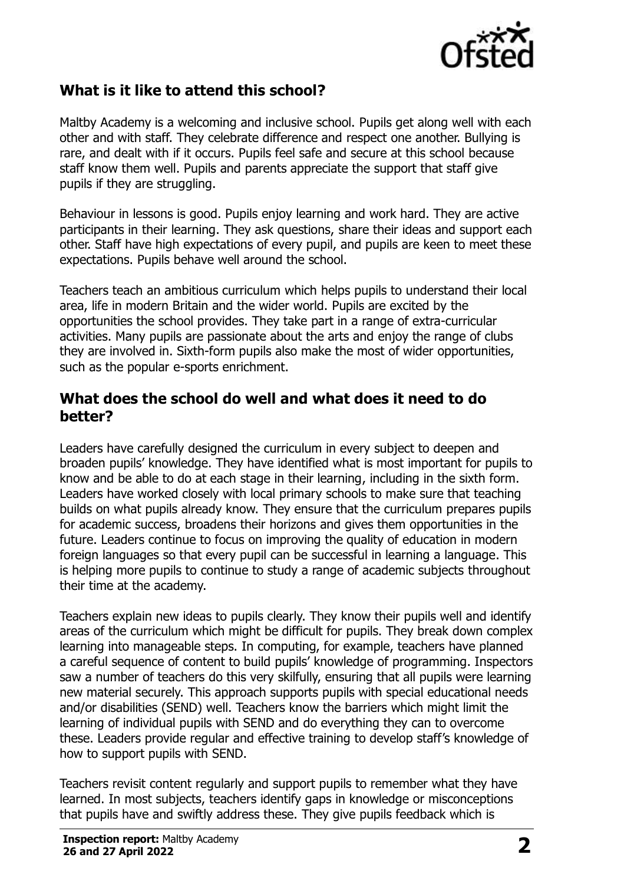## What is it like to attend this school?

Maltby Academy is a welcoming and inclusive school. Pupils get along well with each other and with staff. They celebrate difference and respect one another. Bullying is rare, and dealt with if it occurs. Pupils feel safe and secure at this school because staff know them well. Pupils and parents appreciate the support that staff give pupils if they are struggling.

Behaviour in lessons is good. Pupils enjoy learning and work hard. They are active participants in their learning. They ask questions, share their ideas and support each other. Staff have high expectations of every pupil, and pupils are keen to meet these expectations. Pupils behave well around the school.

Teachers teach an ambitious curriculum which helps pupils to understand their local area, life in modern Britain and the wider world. Pupils are excited by the opportunities the school provides. They take part in a range of extra-curricular activities. Many pupils are passionate about the arts and enjoy the range of clubs they are involved in. Sixth-form pupils also make the most of wider opportunities, such as the popular e-sports enrichment.

## What does the school do well and what does it need to do better?

Leaders have carefully designed the curriculum in every subject to deepen and broaden pupils' knowledge. They have identified what is most important for pupils to know and be able to do at each stage in their learning, including in the sixth form. Leaders have worked closely with local primary schools to make sure that teaching builds on what pupils already know. They ensure that the curriculum prepares pupils for academic success, broadens their horizons and gives them opportunities in the future. Leaders continue to focus on improving the quality of education in modern foreign languages so that every pupil can be successful in learning a language. This is helping more pupils to continue to study a range of academic subjects throughout their time at the academy.

Teachers explain new ideas to pupils clearly. They know their pupils well and identify areas of the curriculum which might be difficult for pupils. They break down complex learning into manageable steps. In computing, for example, teachers have planned a careful sequence of content to build pupils' knowledge of programming. Inspectors saw a number of teachers do this very skilfully, ensuring that all pupils were learning new material securely. This approach supports pupils with special educational needs and/or disabilities (SEND) well. Teachers know the barriers which might limit the learning of individual pupils with SEND and do everything they can to overcome these. Leaders provide regular and effective training to develop staff's knowledge of how to support pupils with SEND.

Teachers revisit content regularly and support pupils to remember what they have learned. In most subjects, teachers identify gaps in knowledge or misconceptions that pupils have and swiftly address these. They give pupils feedback which is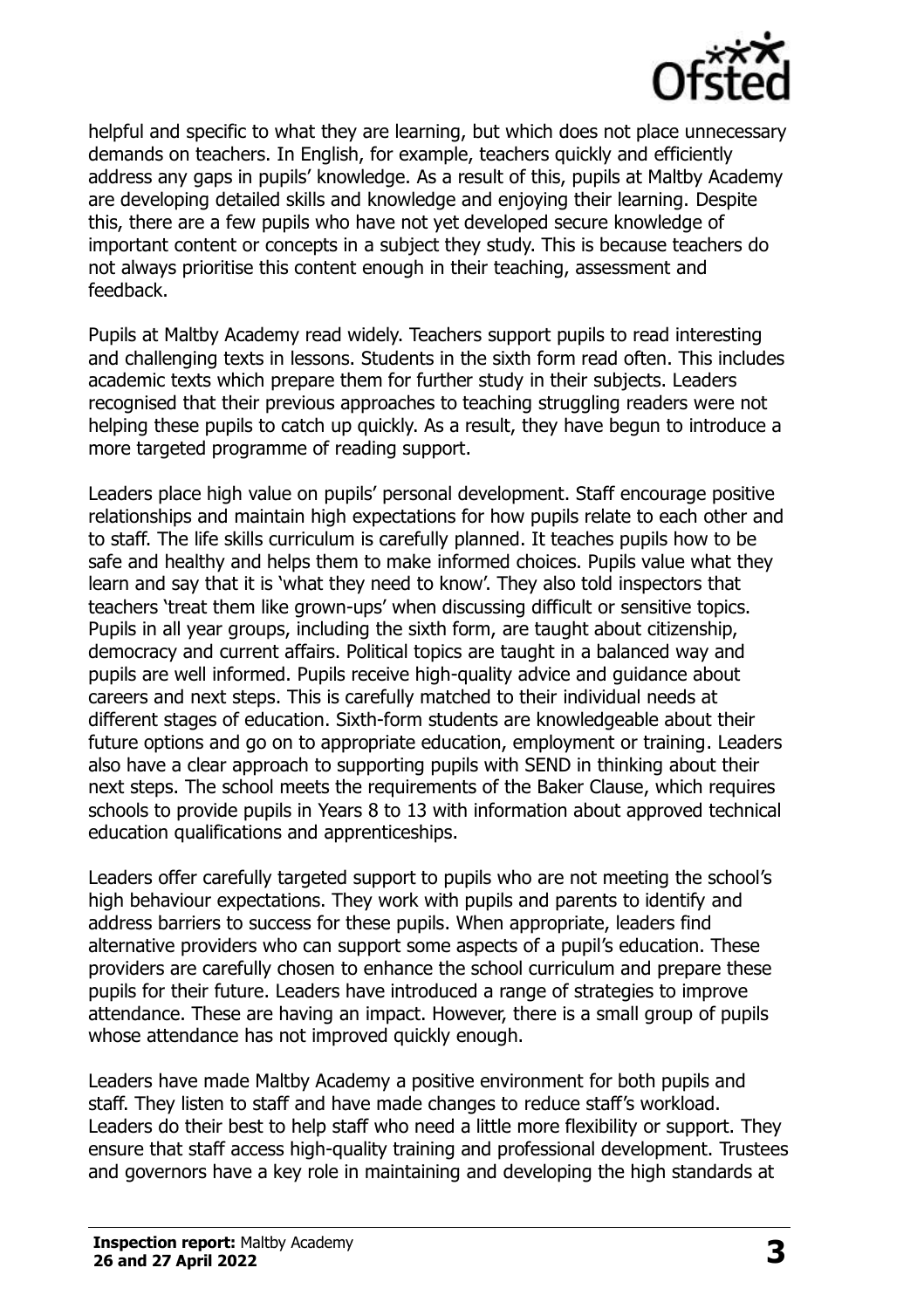helpful and specific to what they are learning, but which does not place unnecessary demands on teachers. In English, for example, teachers quickly and efficiently address any gaps in pupils' knowledge. As a result of this, pupils at Maltby Academy are developing detailed skills and knowledge and enjoying their learning. Despite this, there are a few pupils who have not yet developed secure knowledge of important content or concepts in a subject they study. This is because teachers do not always prioritise this content enough in their teaching, assessment and feedback.

Pupils at Maltby Academy read widely. Teachers support pupils to read interesting and challenging texts in lessons. Students in the sixth form read often. This includes academic texts which prepare them for further study in their subjects. Leaders recognised that their previous approaches to teaching struggling readers were not helping these pupils to catch up quickly. As a result, they have begun to introduce a more targeted programme of reading support.

Leaders place high value on pupils' personal development. Staff encourage positive relationships and maintain high expectations for how pupils relate to each other and to staff. The life skills curriculum is carefully planned. It teaches pupils how to be safe and healthy and helps them to make informed choices. Pupils value what they learn and say that it is 'what they need to know'. They also told inspectors that teachers 'treat them like grown-ups' when discussing difficult or sensitive topics. Pupils in all year groups, including the sixth form, are taught about citizenship, democracy and current affairs. Political topics are taught in a balanced way and pupils are well informed. Pupils receive high-quality advice and guidance about careers and next steps. This is carefully matched to their individual needs at different stages of education. Sixth-form students are knowledgeable about their future options and go on to appropriate education, employment or training. Leaders also have a clear approach to supporting pupils with SEND in thinking about their next steps. The school meets the requirements of the Baker Clause, which requires schools to provide pupils in Years 8 to 13 with information about approved technical education qualifications and apprenticeships.

Leaders offer carefully targeted support to pupils who are not meeting the school's high behaviour expectations. They work with pupils and parents to identify and address barriers to success for these pupils. When appropriate, leaders find alternative providers who can support some aspects of a pupil's education. These providers are carefully chosen to enhance the school curriculum and prepare these pupils for their future. Leaders have introduced a range of strategies to improve attendance. These are having an impact. However, there is a small group of pupils whose attendance has not improved quickly enough.

Leaders have made Maltby Academy a positive environment for both pupils and staff. They listen to staff and have made changes to reduce staff's workload. Leaders do their best to help staff who need a little more flexibility or support. They ensure that staff access high-quality training and professional development. Trustees and governors have a key role in maintaining and developing the high standards at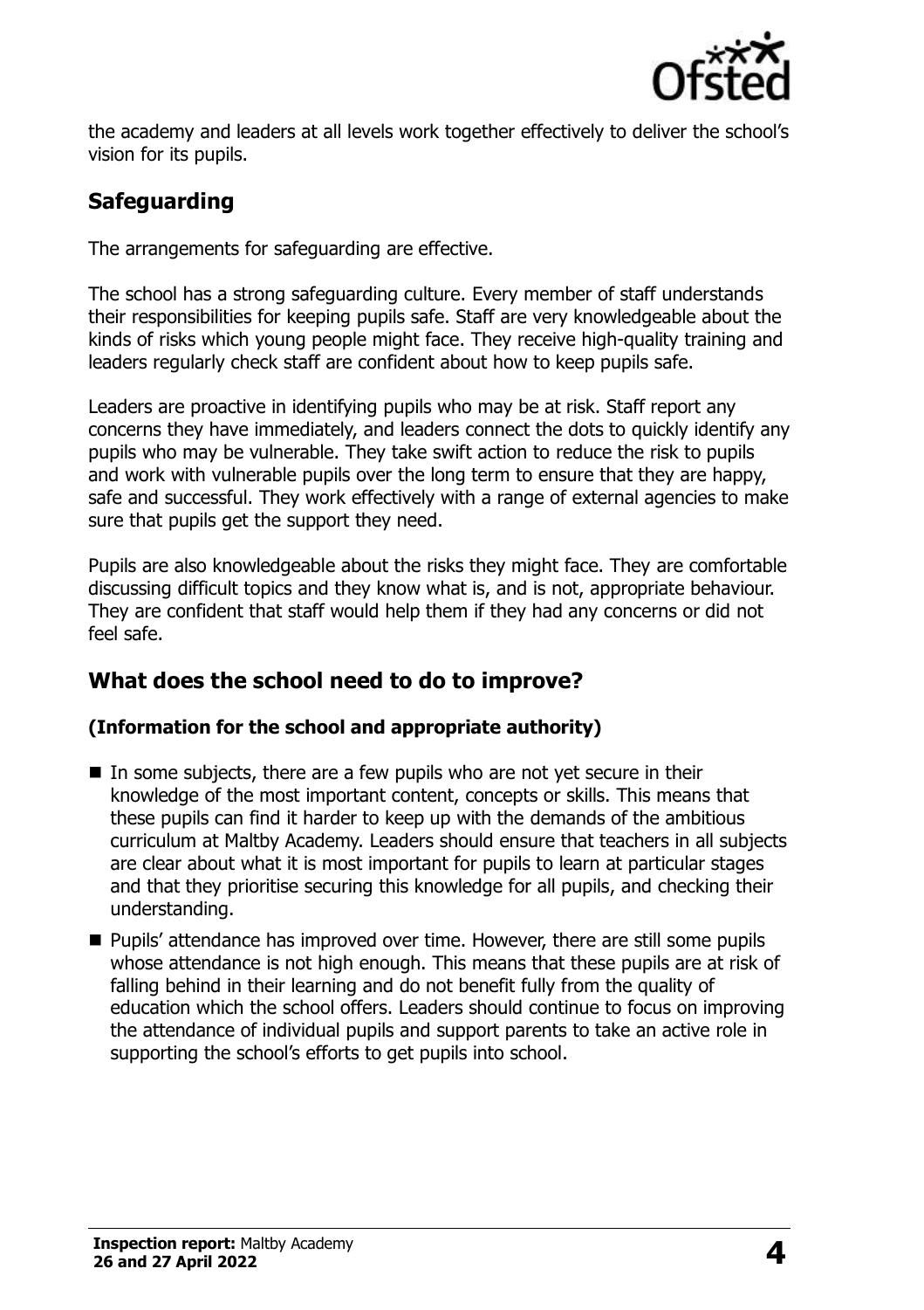the academy and leaders at all levels work together effectively to deliver the school's vision for its pupils.

## Safeguarding

The arrangements for safeguarding are effective.

The school has a strong safeguarding culture. Every member of staff understands their responsibilities for keeping pupils safe. Staff are very knowledgeable about the kinds of risks which young people might face. They receive high-quality training and leaders regularly check staff are confident about how to keep pupils safe.

Leaders are proactive in identifying pupils who may be at risk. Staff report any concerns they have immediately, and leaders connect the dots to quickly identify any pupils who may be vulnerable. They take swift action to reduce the risk to pupils and work with vulnerable pupils over the long term to ensure that they are happy, safe and successful. They work effectively with a range of external agencies to make sure that pupils get the support they need.

Pupils are also knowledgeable about the risks they might face. They are comfortable discussing difficult topics and they know what is, and is not, appropriate behaviour. They are confident that staff would help them if they had any concerns or did not feel safe.

## What does the school need to do to improve?

### (Information for the school and appropriate authority)

- In some subjects, there are a few pupils who are not yet secure in their knowledge of the most important content, concepts or skills. This means that these pupils can find it harder to keep up with the demands of the ambitious curriculum at Maltby Academy. Leaders should ensure that teachers in all subjects are clear about what it is most important for pupils to learn at particular stages and that they prioritise securing this knowledge for all pupils, and checking their understanding.
- Pupils' attendance has improved over time. However, there are still some pupils whose attendance is not high enough. This means that these pupils are at risk of falling behind in their learning and do not benefit fully from the quality of education which the school offers. Leaders should continue to focus on improving the attendance of individual pupils and support parents to take an active role in supporting the school's efforts to get pupils into school.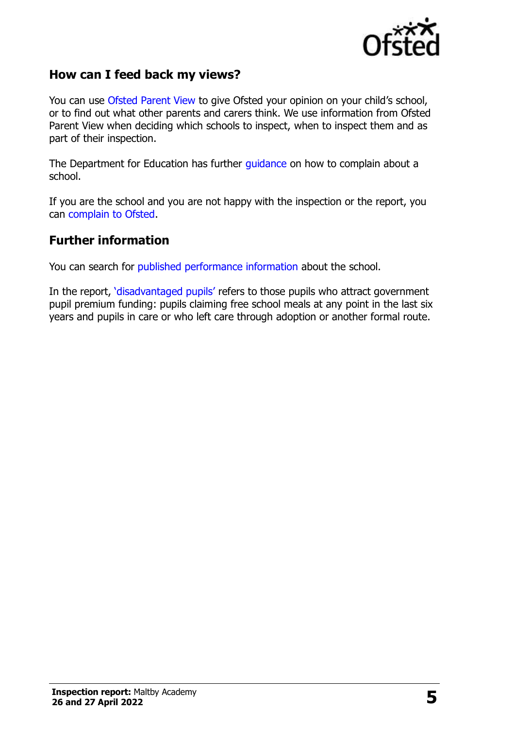## How can I feed back my views?

You can use Ofsted Parent View to give Ofsted your opinion on your child's school, or to find out what other parents and carers think. We use information from Ofsted Parent View when deciding which schools to inspect, when to inspect them and as part of their inspection.

The Department for Education has further guidance on how to complain about a school.

If you are the school and you are not happy with the inspection or the report, you can complain to Ofsted.

## Further information

You can search for published performance information about the school.

In the report, 'disadvantaged pupils' refers to those pupils who attract government pupil premium funding: pupils claiming free school meals at any point in the last six years and pupils in care or who left care through adoption or another formal route.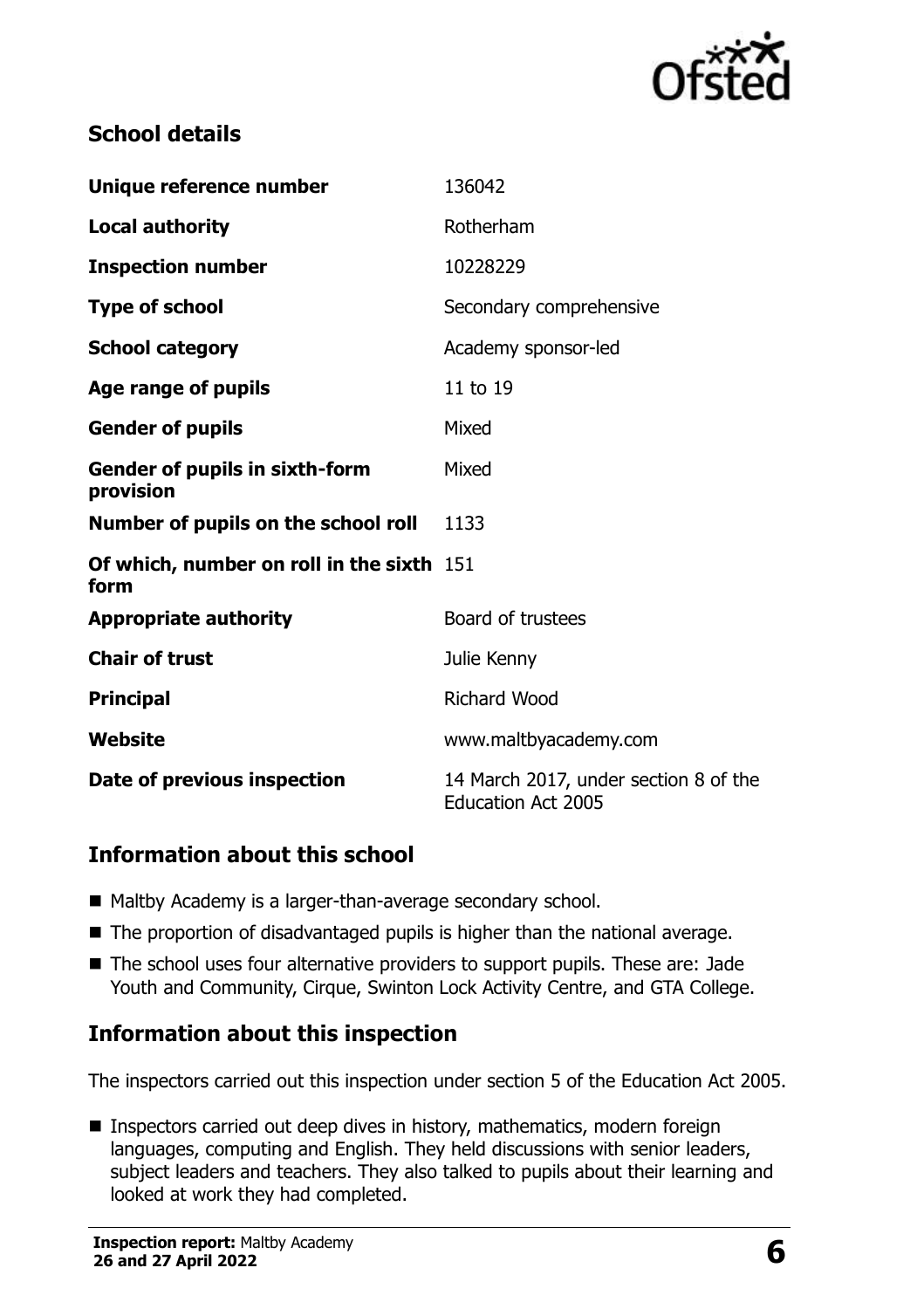## School details

| | |
|---|---|
| **Unique reference number** | 136042 |
| **Local authority** | Rotherham |
| **Inspection number** | 10228229 |
| **Type of school** | Secondary comprehensive |
| **School category** | Academy sponsor-led |
| **Age range of pupils** | 11 to 19 |
| **Gender of pupils** | Mixed |
| **Gender of pupils in sixth-form provision** | Mixed |
| **Number of pupils on the school roll** | 1133 |
| **Of which, number on roll in the sixth form** | 151 |
| **Appropriate authority** | Board of trustees |
| **Chair of trust** | Julie Kenny |
| **Principal** | Richard Wood |
| **Website** | www.maltbyacademy.com |
| **Date of previous inspection** | 14 March 2017, under section 8 of the Education Act 2005 |

## Information about this school

- Maltby Academy is a larger-than-average secondary school.
- The proportion of disadvantaged pupils is higher than the national average.
- The school uses four alternative providers to support pupils. These are: Jade Youth and Community, Cirque, Swinton Lock Activity Centre, and GTA College.

## Information about this inspection

The inspectors carried out this inspection under section 5 of the Education Act 2005.

- Inspectors carried out deep dives in history, mathematics, modern foreign languages, computing and English. They held discussions with senior leaders, subject leaders and teachers. They also talked to pupils about their learning and looked at work they had completed.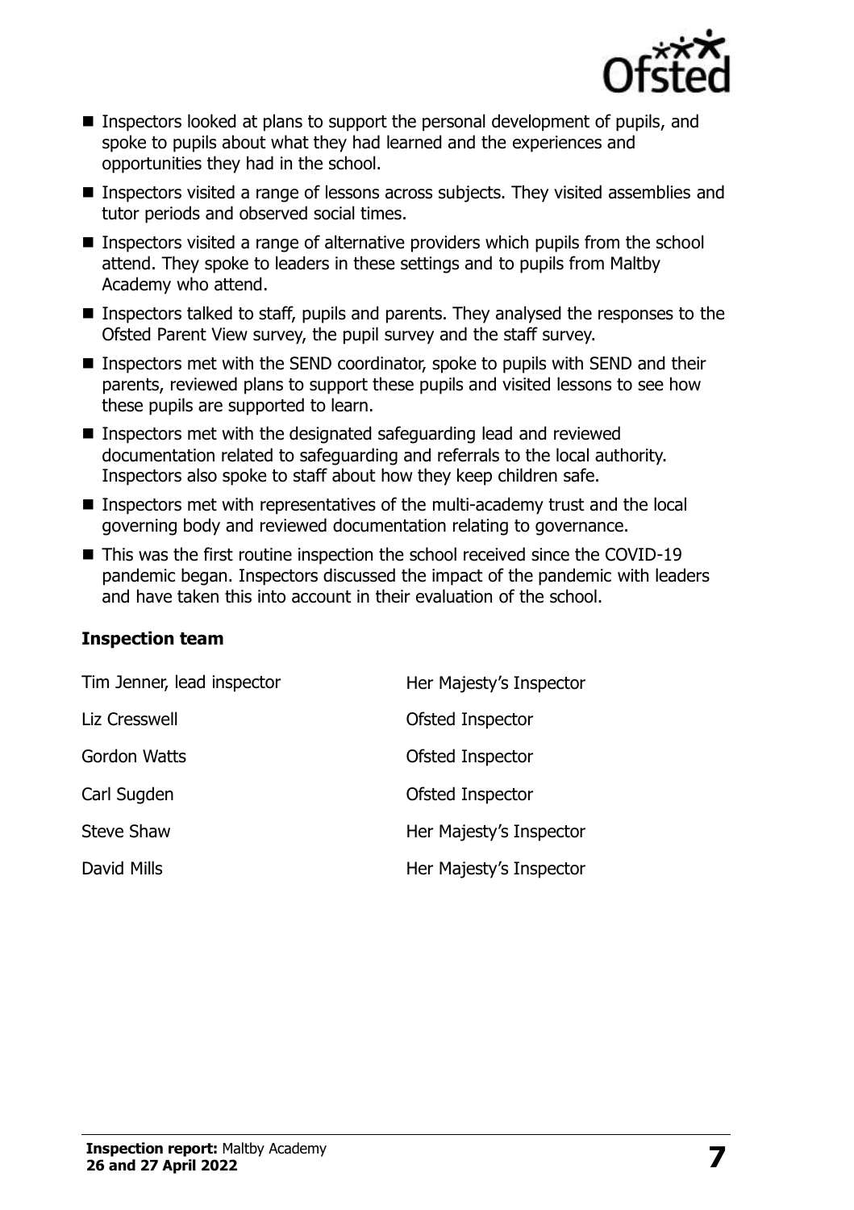- Inspectors looked at plans to support the personal development of pupils, and spoke to pupils about what they had learned and the experiences and opportunities they had in the school.
- Inspectors visited a range of lessons across subjects. They visited assemblies and tutor periods and observed social times.
- Inspectors visited a range of alternative providers which pupils from the school attend. They spoke to leaders in these settings and to pupils from Maltby Academy who attend.
- Inspectors talked to staff, pupils and parents. They analysed the responses to the Ofsted Parent View survey, the pupil survey and the staff survey.
- Inspectors met with the SEND coordinator, spoke to pupils with SEND and their parents, reviewed plans to support these pupils and visited lessons to see how these pupils are supported to learn.
- Inspectors met with the designated safeguarding lead and reviewed documentation related to safeguarding and referrals to the local authority. Inspectors also spoke to staff about how they keep children safe.
- Inspectors met with representatives of the multi-academy trust and the local governing body and reviewed documentation relating to governance.
- This was the first routine inspection the school received since the COVID-19 pandemic began. Inspectors discussed the impact of the pandemic with leaders and have taken this into account in their evaluation of the school.

### Inspection team

| | |
|---|---|
| Tim Jenner, lead inspector | Her Majesty's Inspector |
| Liz Cresswell | Ofsted Inspector |
| Gordon Watts | Ofsted Inspector |
| Carl Sugden | Ofsted Inspector |
| Steve Shaw | Her Majesty's Inspector |
| David Mills | Her Majesty's Inspector |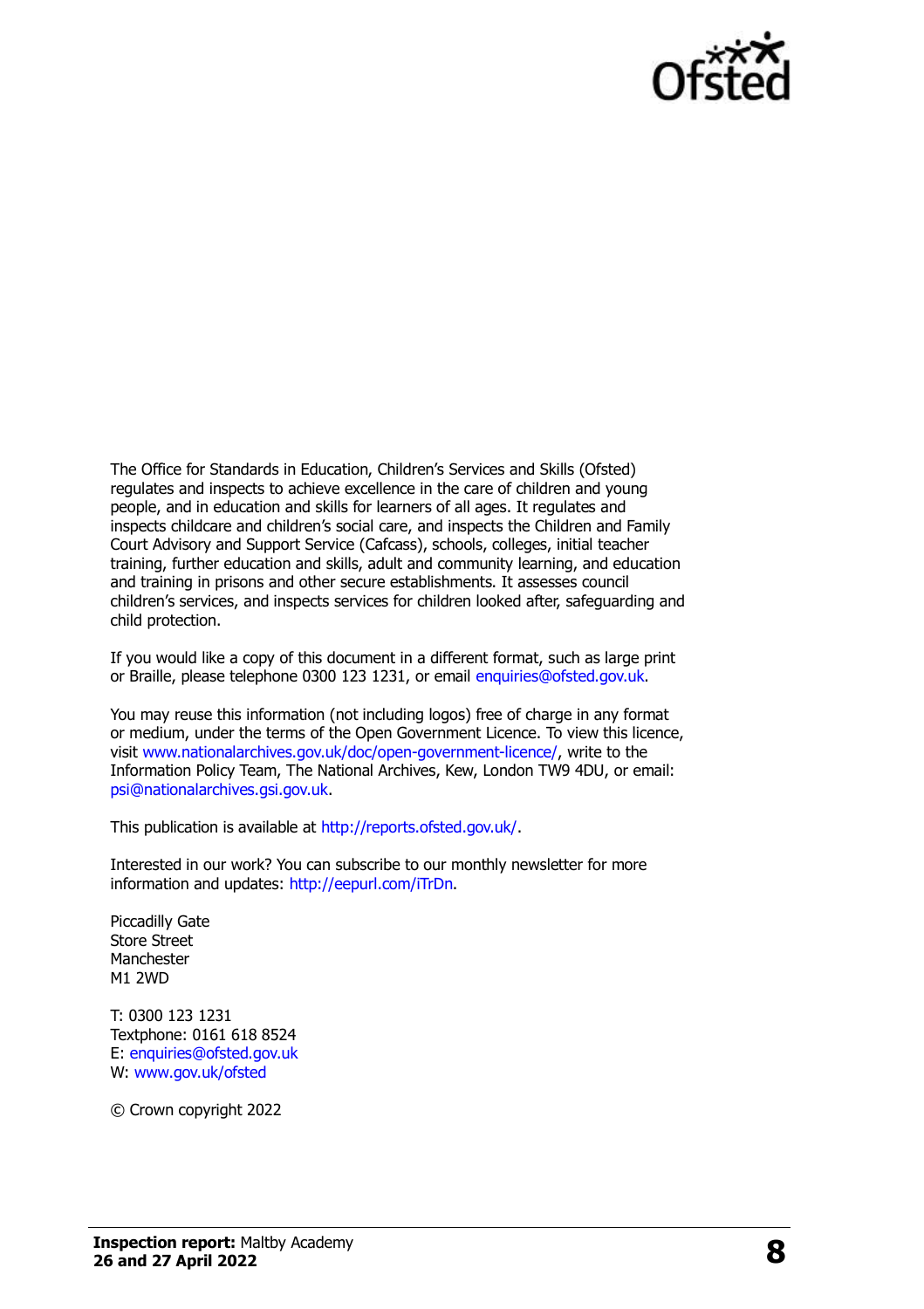The Office for Standards in Education, Children's Services and Skills (Ofsted) regulates and inspects to achieve excellence in the care of children and young people, and in education and skills for learners of all ages. It regulates and inspects childcare and children's social care, and inspects the Children and Family Court Advisory and Support Service (Cafcass), schools, colleges, initial teacher training, further education and skills, adult and community learning, and education and training in prisons and other secure establishments. It assesses council children's services, and inspects services for children looked after, safeguarding and child protection.

If you would like a copy of this document in a different format, such as large print or Braille, please telephone 0300 123 1231, or email enquiries@ofsted.gov.uk.

You may reuse this information (not including logos) free of charge in any format or medium, under the terms of the Open Government Licence. To view this licence, visit www.nationalarchives.gov.uk/doc/open-government-licence/, write to the Information Policy Team, The National Archives, Kew, London TW9 4DU, or email: psi@nationalarchives.gsi.gov.uk.

This publication is available at http://reports.ofsted.gov.uk/.

Interested in our work? You can subscribe to our monthly newsletter for more information and updates: http://eepurl.com/iTrDn.

Piccadilly Gate
Store Street
Manchester
M1 2WD

T: 0300 123 1231
Textphone: 0161 618 8524
E: enquiries@ofsted.gov.uk
W: www.gov.uk/ofsted

© Crown copyright 2022